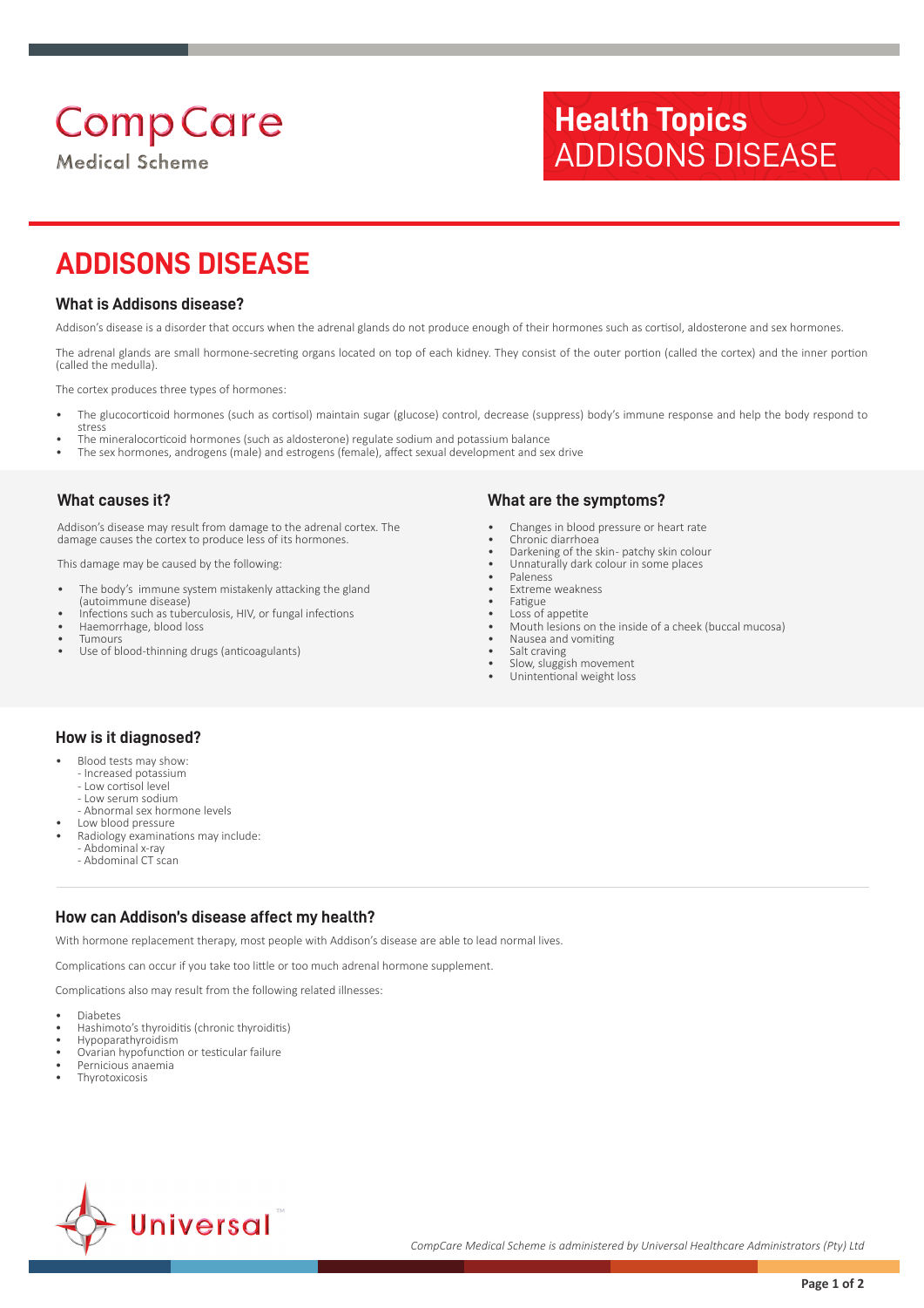CompCare
Medical Scheme

**Health Topics**
ADDISONS DISEASE

# ADDISONS DISEASE

## What is Addisons disease?

Addison's disease is a disorder that occurs when the adrenal glands do not produce enough of their hormones such as cortisol, aldosterone and sex hormones.

The adrenal glands are small hormone-secreting organs located on top of each kidney. They consist of the outer portion (called the cortex) and the inner portion (called the medulla).

The cortex produces three types of hormones:

- The glucocorticoid hormones (such as cortisol) maintain sugar (glucose) control, decrease (suppress) body's immune response and help the body respond to stress
- The mineralocorticoid hormones (such as aldosterone) regulate sodium and potassium balance
- The sex hormones, androgens (male) and estrogens (female), affect sexual development and sex drive

## What causes it?

Addison's disease may result from damage to the adrenal cortex. The damage causes the cortex to produce less of its hormones.

This damage may be caused by the following:

- The body's immune system mistakenly attacking the gland (autoimmune disease)
- Infections such as tuberculosis, HIV, or fungal infections
- Haemorrhage, blood loss
- Tumours
- Use of blood-thinning drugs (anticoagulants)

## What are the symptoms?

- Changes in blood pressure or heart rate
- Chronic diarrhoea
- Darkening of the skin- patchy skin colour
- Unnaturally dark colour in some places
- Paleness
- Extreme weakness
- Fatigue
- Loss of appetite
- Mouth lesions on the inside of a cheek (buccal mucosa)
- Nausea and vomiting
- Salt craving
- Slow, sluggish movement
- Unintentional weight loss

## How is it diagnosed?

- Blood tests may show:
  - Increased potassium
  - Low cortisol level
  - Low serum sodium
  - Abnormal sex hormone levels
- Low blood pressure
- Radiology examinations may include:
  - Abdominal x-ray
  - Abdominal CT scan

## How can Addison's disease affect my health?

With hormone replacement therapy, most people with Addison's disease are able to lead normal lives.

Complications can occur if you take too little or too much adrenal hormone supplement.

Complications also may result from the following related illnesses:

- Diabetes
- Hashimoto's thyroiditis (chronic thyroiditis)
- Hypoparathyroidism
- Ovarian hypofunction or testicular failure
- Pernicious anaemia
- Thyrotoxicosis

Universal™

*CompCare Medical Scheme is administered by Universal Healthcare Administrators (Pty) Ltd*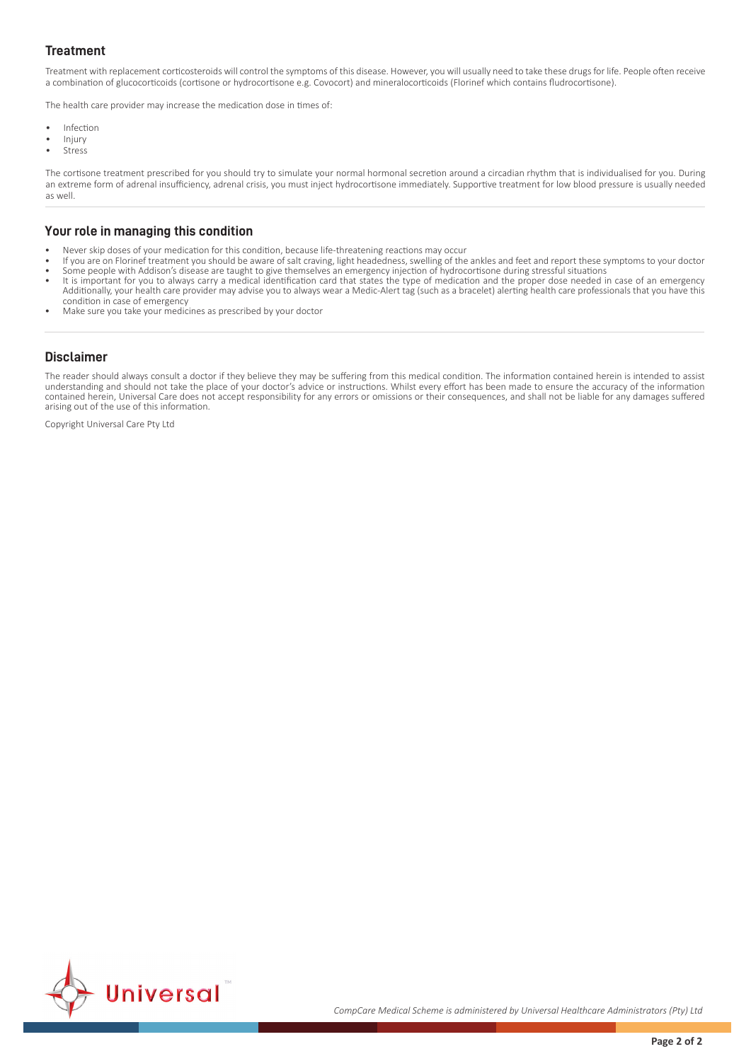## Treatment

Treatment with replacement corticosteroids will control the symptoms of this disease. However, you will usually need to take these drugs for life. People often receive a combination of glucocorticoids (cortisone or hydrocortisone e.g. Covocort) and mineralocorticoids (Florinef which contains fludrocortisone).

The health care provider may increase the medication dose in times of:

- Infection
- Injury
- Stress

The cortisone treatment prescribed for you should try to simulate your normal hormonal secretion around a circadian rhythm that is individualised for you. During an extreme form of adrenal insufficiency, adrenal crisis, you must inject hydrocortisone immediately. Supportive treatment for low blood pressure is usually needed as well.

## Your role in managing this condition

- Never skip doses of your medication for this condition, because life-threatening reactions may occur
- If you are on Florinef treatment you should be aware of salt craving, light headedness, swelling of the ankles and feet and report these symptoms to your doctor
- Some people with Addison's disease are taught to give themselves an emergency injection of hydrocortisone during stressful situations
- It is important for you to always carry a medical identification card that states the type of medication and the proper dose needed in case of an emergency Additionally, your health care provider may advise you to always wear a Medic-Alert tag (such as a bracelet) alerting health care professionals that you have this condition in case of emergency
- Make sure you take your medicines as prescribed by your doctor

## Disclaimer

The reader should always consult a doctor if they believe they may be suffering from this medical condition. The information contained herein is intended to assist understanding and should not take the place of your doctor's advice or instructions. Whilst every effort has been made to ensure the accuracy of the information contained herein, Universal Care does not accept responsibility for any errors or omissions or their consequences, and shall not be liable for any damages suffered arising out of the use of this information.

Copyright Universal Care Pty Ltd

Universal™

*CompCare Medical Scheme is administered by Universal Healthcare Administrators (Pty) Ltd*